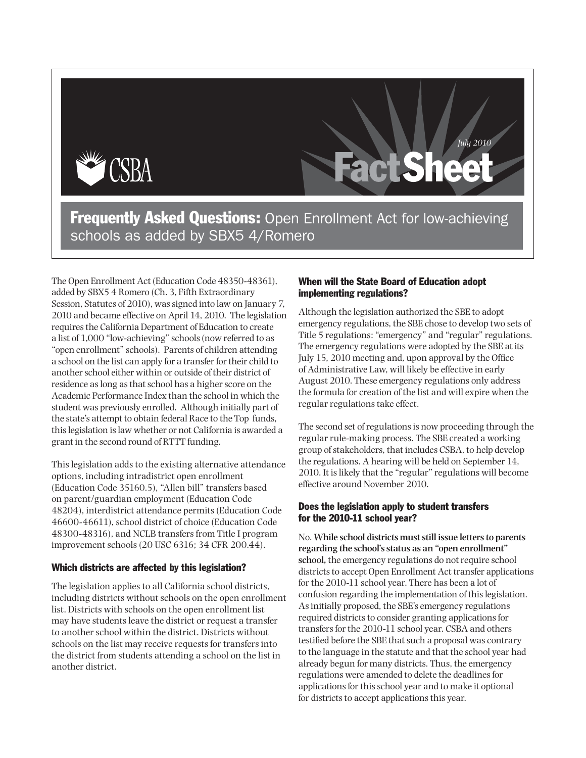CSBA

*July 2010*

# Fact Sheet

## Frequently Asked Questions: Open Enrollment Act for low-achieving schools as added by SBX5 4/Romero

The Open Enrollment Act (Education Code 48350-48361), added by SBX5 4 Romero (Ch. 3, Fifth Extraordinary Session, Statutes of 2010), was signed into law on January 7, 2010 and became effective on April 14, 2010. The legislation requires the California Department of Education to create a list of 1,000 "low-achieving" schools (now referred to as "open enrollment" schools). Parents of children attending a school on the list can apply for a transfer for their child to another school either within or outside of their district of residence as long as that school has a higher score on the Academic Performance Index than the school in which the student was previously enrolled. Although initially part of the state's attempt to obtain federal Race to the Top funds, this legislation is law whether or not California is awarded a grant in the second round of RTTT funding.

This legislation adds to the existing alternative attendance options, including intradistrict open enrollment (Education Code 35160.5), "Allen bill" transfers based on parent/guardian employment (Education Code 48204), interdistrict attendance permits (Education Code 46600-46611), school district of choice (Education Code 48300-48316), and NCLB transfers from Title I program improvement schools (20 USC 6316; 34 CFR 200.44).

### Which districts are affected by this legislation?

The legislation applies to all California school districts, including districts without schools on the open enrollment list. Districts with schools on the open enrollment list may have students leave the district or request a transfer to another school within the district. Districts without schools on the list may receive requests for transfers into the district from students attending a school on the list in another district.

### When will the State Board of Education adopt implementing regulations?

Although the legislation authorized the SBE to adopt emergency regulations, the SBE chose to develop two sets of Title 5 regulations: "emergency" and "regular" regulations. The emergency regulations were adopted by the SBE at its July 15, 2010 meeting and, upon approval by the Office of Administrative Law, will likely be effective in early August 2010. These emergency regulations only address the formula for creation of the list and will expire when the regular regulations take effect.

The second set of regulations is now proceeding through the regular rule-making process. The SBE created a working group of stakeholders, that includes CSBA, to help develop the regulations. A hearing will be held on September 14, 2010. It is likely that the "regular" regulations will become effective around November 2010.

### Does the legislation apply to student transfers for the 2010-11 school year?

No. **While school districts must still issue letters to parents regarding the school's status as an "open enrollment" school,** the emergency regulations do not require school districts to accept Open Enrollment Act transfer applications for the 2010-11 school year. There has been a lot of confusion regarding the implementation of this legislation. As initially proposed, the SBE's emergency regulations required districts to consider granting applications for transfers for the 2010-11 school year. CSBA and others testified before the SBE that such a proposal was contrary to the language in the statute and that the school year had already begun for many districts. Thus, the emergency regulations were amended to delete the deadlines for applications for this school year and to make it optional for districts to accept applications this year.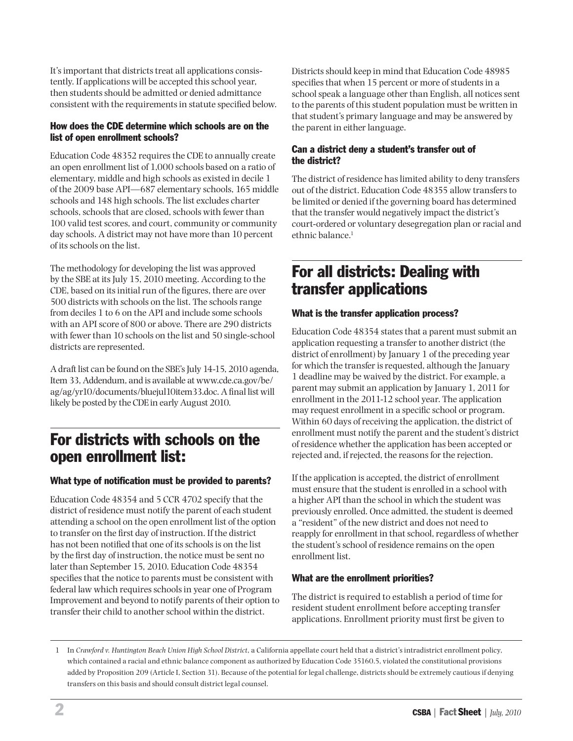It's important that districts treat all applications consistently. If applications will be accepted this school year, then students should be admitted or denied admittance consistent with the requirements in statute specified below.

### How does the CDE determine which schools are on the list of open enrollment schools?

Education Code 48352 requires the CDE to annually create an open enrollment list of 1,000 schools based on a ratio of elementary, middle and high schools as existed in decile 1 of the 2009 base API—687 elementary schools, 165 middle schools and 148 high schools. The list excludes charter schools, schools that are closed, schools with fewer than 100 valid test scores, and court, community or community day schools. A district may not have more than 10 percent of its schools on the list.

The methodology for developing the list was approved by the SBE at its July 15, 2010 meeting. According to the CDE, based on its initial run of the figures, there are over 500 districts with schools on the list. The schools range from deciles 1 to 6 on the API and include some schools with an API score of 800 or above. There are 290 districts with fewer than 10 schools on the list and 50 single-school districts are represented.

A draft list can be found on the SBE's July 14-15, 2010 agenda, Item 33, Addendum, and is available at www.cde.ca.gov/be/ag/ag/yr10/documents/bluejul10item33.doc. A final list will likely be posted by the CDE in early August 2010.

## For districts with schools on the open enrollment list:

### What type of notification must be provided to parents?

Education Code 48354 and 5 CCR 4702 specify that the district of residence must notify the parent of each student attending a school on the open enrollment list of the option to transfer on the first day of instruction. If the district has not been notified that one of its schools is on the list by the first day of instruction, the notice must be sent no later than September 15, 2010. Education Code 48354 specifies that the notice to parents must be consistent with federal law which requires schools in year one of Program Improvement and beyond to notify parents of their option to transfer their child to another school within the district.

Districts should keep in mind that Education Code 48985 specifies that when 15 percent or more of students in a school speak a language other than English, all notices sent to the parents of this student population must be written in that student's primary language and may be answered by the parent in either language.

### Can a district deny a student's transfer out of the district?

The district of residence has limited ability to deny transfers out of the district. Education Code 48355 allow transfers to be limited or denied if the governing board has determined that the transfer would negatively impact the district's court-ordered or voluntary desegregation plan or racial and ethnic balance.[1]

## For all districts: Dealing with transfer applications

### What is the transfer application process?

Education Code 48354 states that a parent must submit an application requesting a transfer to another district (the district of enrollment) by January 1 of the preceding year for which the transfer is requested, although the January 1 deadline may be waived by the district. For example, a parent may submit an application by January 1, 2011 for enrollment in the 2011-12 school year. The application may request enrollment in a specific school or program. Within 60 days of receiving the application, the district of enrollment must notify the parent and the student's district of residence whether the application has been accepted or rejected and, if rejected, the reasons for the rejection.

If the application is accepted, the district of enrollment must ensure that the student is enrolled in a school with a higher API than the school in which the student was previously enrolled. Once admitted, the student is deemed a "resident" of the new district and does not need to reapply for enrollment in that school, regardless of whether the student's school of residence remains on the open enrollment list.

### What are the enrollment priorities?

The district is required to establish a period of time for resident student enrollment before accepting transfer applications. Enrollment priority must first be given to

1 In *Crawford v. Huntington Beach Union High School District*, a California appellate court held that a district's intradistrict enrollment policy, which contained a racial and ethnic balance component as authorized by Education Code 35160.5, violated the constitutional provisions added by Proposition 209 (Article I, Section 31). Because of the potential for legal challenge, districts should be extremely cautious if denying transfers on this basis and should consult district legal counsel.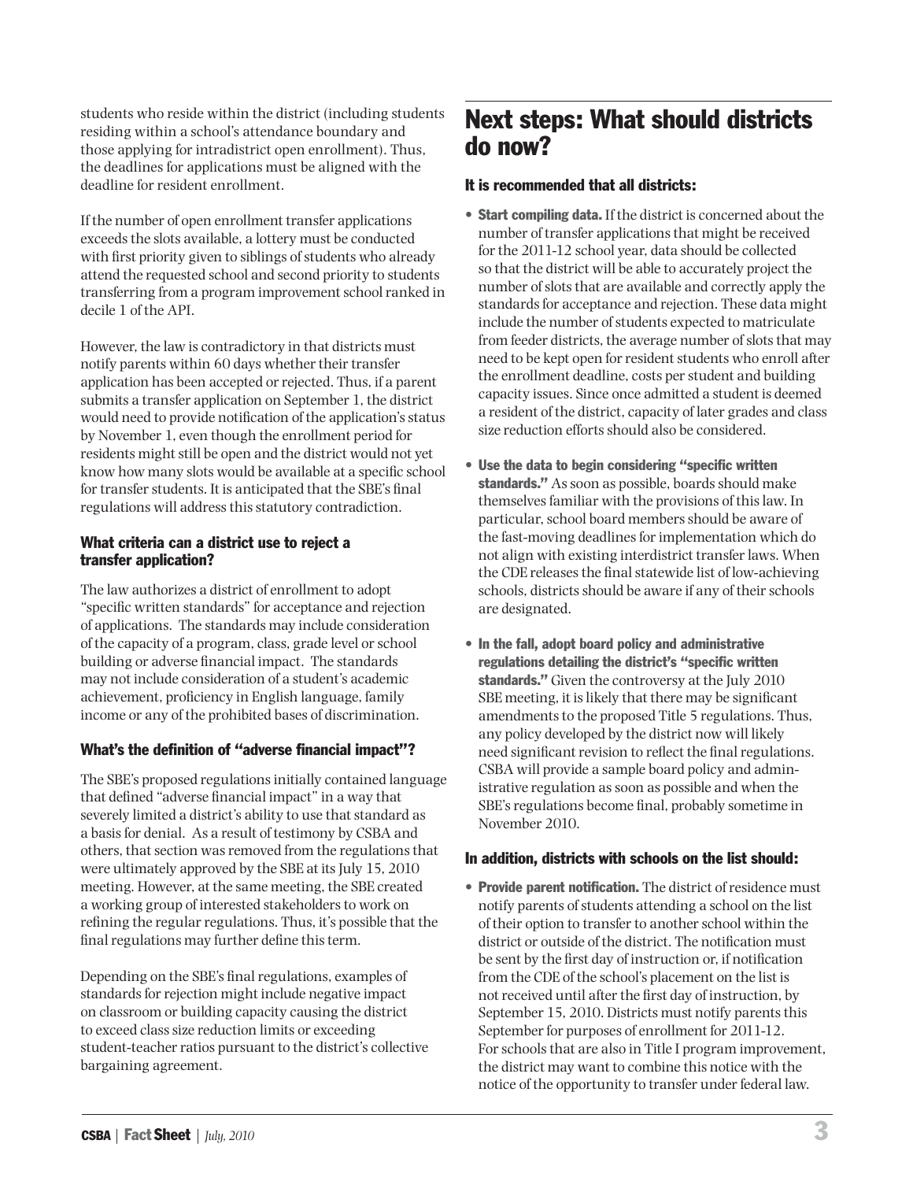students who reside within the district (including students residing within a school's attendance boundary and those applying for intradistrict open enrollment). Thus, the deadlines for applications must be aligned with the deadline for resident enrollment.

If the number of open enrollment transfer applications exceeds the slots available, a lottery must be conducted with first priority given to siblings of students who already attend the requested school and second priority to students transferring from a program improvement school ranked in decile 1 of the API.

However, the law is contradictory in that districts must notify parents within 60 days whether their transfer application has been accepted or rejected. Thus, if a parent submits a transfer application on September 1, the district would need to provide notification of the application's status by November 1, even though the enrollment period for residents might still be open and the district would not yet know how many slots would be available at a specific school for transfer students. It is anticipated that the SBE's final regulations will address this statutory contradiction.

### What criteria can a district use to reject a transfer application?

The law authorizes a district of enrollment to adopt "specific written standards" for acceptance and rejection of applications. The standards may include consideration of the capacity of a program, class, grade level or school building or adverse financial impact. The standards may not include consideration of a student's academic achievement, proficiency in English language, family income or any of the prohibited bases of discrimination.

### What's the definition of "adverse financial impact"?

The SBE's proposed regulations initially contained language that defined "adverse financial impact" in a way that severely limited a district's ability to use that standard as a basis for denial. As a result of testimony by CSBA and others, that section was removed from the regulations that were ultimately approved by the SBE at its July 15, 2010 meeting. However, at the same meeting, the SBE created a working group of interested stakeholders to work on refining the regular regulations. Thus, it's possible that the final regulations may further define this term.

Depending on the SBE's final regulations, examples of standards for rejection might include negative impact on classroom or building capacity causing the district to exceed class size reduction limits or exceeding student-teacher ratios pursuant to the district's collective bargaining agreement.

## Next steps: What should districts do now?

### It is recommended that all districts:

- **Start compiling data.** If the district is concerned about the number of transfer applications that might be received for the 2011-12 school year, data should be collected so that the district will be able to accurately project the number of slots that are available and correctly apply the standards for acceptance and rejection. These data might include the number of students expected to matriculate from feeder districts, the average number of slots that may need to be kept open for resident students who enroll after the enrollment deadline, costs per student and building capacity issues. Since once admitted a student is deemed a resident of the district, capacity of later grades and class size reduction efforts should also be considered.
- **Use the data to begin considering "specific written standards."** As soon as possible, boards should make themselves familiar with the provisions of this law. In particular, school board members should be aware of the fast-moving deadlines for implementation which do not align with existing interdistrict transfer laws. When the CDE releases the final statewide list of low-achieving schools, districts should be aware if any of their schools are designated.
- **In the fall, adopt board policy and administrative regulations detailing the district's "specific written standards."** Given the controversy at the July 2010 SBE meeting, it is likely that there may be significant amendments to the proposed Title 5 regulations. Thus, any policy developed by the district now will likely need significant revision to reflect the final regulations. CSBA will provide a sample board policy and administrative regulation as soon as possible and when the SBE's regulations become final, probably sometime in November 2010.

### In addition, districts with schools on the list should:

- **Provide parent notification.** The district of residence must notify parents of students attending a school on the list of their option to transfer to another school within the district or outside of the district. The notification must be sent by the first day of instruction or, if notification from the CDE of the school's placement on the list is not received until after the first day of instruction, by September 15, 2010. Districts must notify parents this September for purposes of enrollment for 2011-12. For schools that are also in Title I program improvement, the district may want to combine this notice with the notice of the opportunity to transfer under federal law.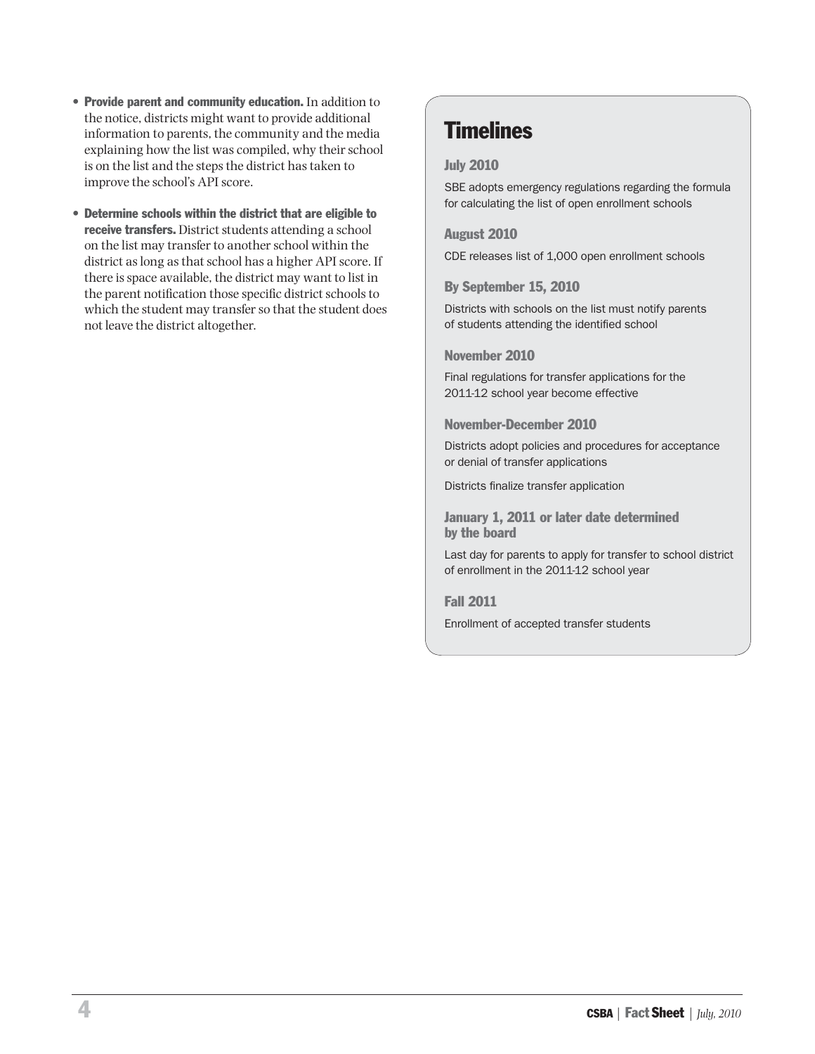- **Provide parent and community education.** In addition to the notice, districts might want to provide additional information to parents, the community and the media explaining how the list was compiled, why their school is on the list and the steps the district has taken to improve the school's API score.
- **Determine schools within the district that are eligible to receive transfers.** District students attending a school on the list may transfer to another school within the district as long as that school has a higher API score. If there is space available, the district may want to list in the parent notification those specific district schools to which the student may transfer so that the student does not leave the district altogether.

## Timelines

### July 2010

SBE adopts emergency regulations regarding the formula for calculating the list of open enrollment schools

### August 2010

CDE releases list of 1,000 open enrollment schools

### By September 15, 2010

Districts with schools on the list must notify parents of students attending the identified school

### November 2010

Final regulations for transfer applications for the 2011-12 school year become effective

### November-December 2010

Districts adopt policies and procedures for acceptance or denial of transfer applications

Districts finalize transfer application

### January 1, 2011 or later date determined by the board

Last day for parents to apply for transfer to school district of enrollment in the 2011-12 school year

### Fall 2011

Enrollment of accepted transfer students